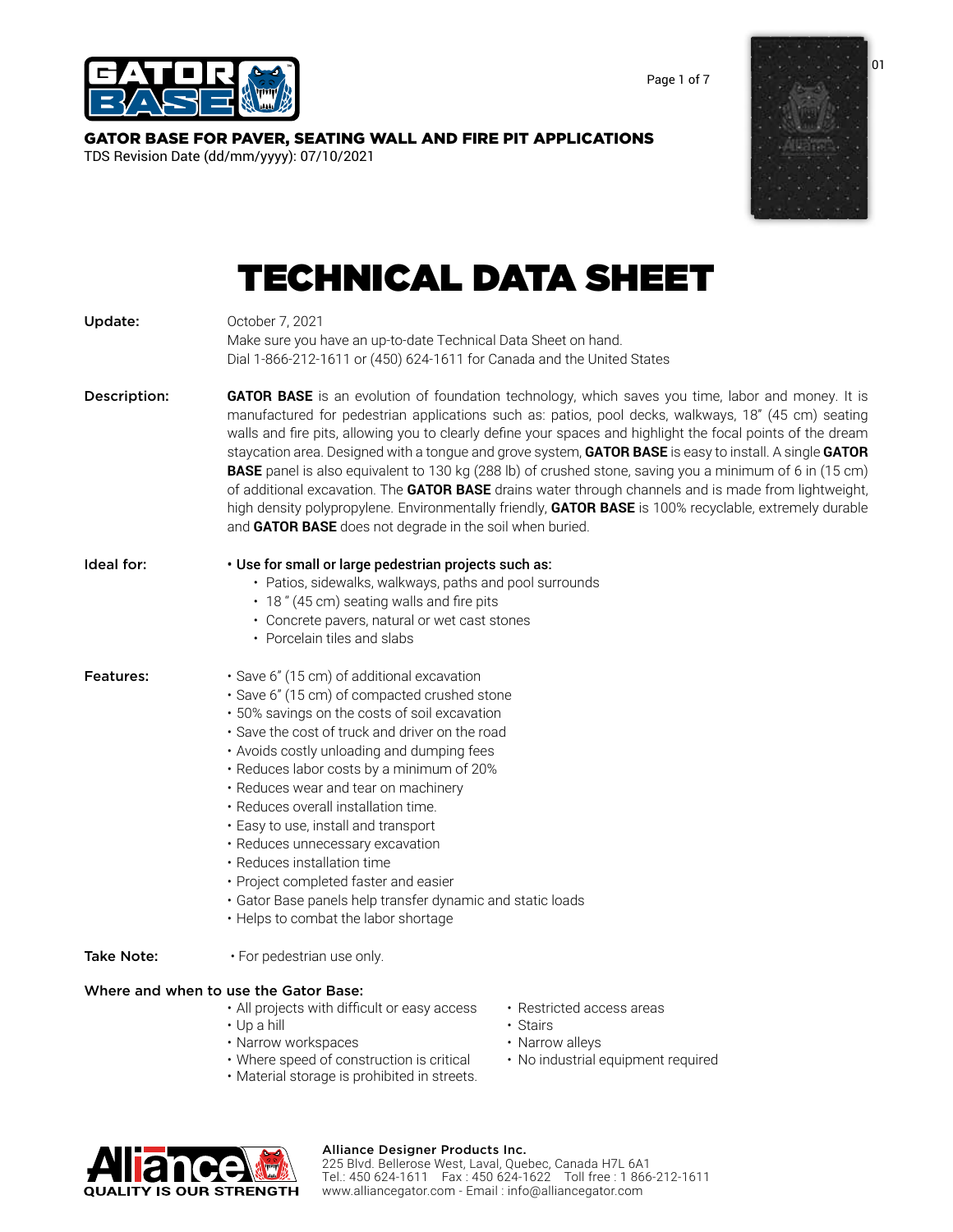# GATOR BASE FOR PAVER, SEATING WALL AND FIRE PIT APPLICATIONS

TDS Revision Date (dd/mm/yyyy): 07/10/2021

01

# TECHNICAL DATA SHEET

**Update:**

October 7, 2021
Make sure you have an up-to-date Technical Data Sheet on hand.
Dial 1-866-212-1611 or (450) 624-1611 for Canada and the United States

**Description:**

**GATOR BASE** is an evolution of foundation technology, which saves you time, labor and money. It is manufactured for pedestrian applications such as: patios, pool decks, walkways, 18" (45 cm) seating walls and fire pits, allowing you to clearly define your spaces and highlight the focal points of the dream staycation area. Designed with a tongue and grove system, **GATOR BASE** is easy to install. A single **GATOR BASE** panel is also equivalent to 130 kg (288 lb) of crushed stone, saving you a minimum of 6 in (15 cm) of additional excavation. The **GATOR BASE** drains water through channels and is made from lightweight, high density polypropylene. Environmentally friendly, **GATOR BASE** is 100% recyclable, extremely durable and **GATOR BASE** does not degrade in the soil when buried.

**Ideal for:**

- **Use for small or large pedestrian projects such as:**
  - Patios, sidewalks, walkways, paths and pool surrounds
  - 18 " (45 cm) seating walls and fire pits
  - Concrete pavers, natural or wet cast stones
  - Porcelain tiles and slabs

**Features:**

- Save 6" (15 cm) of additional excavation
- Save 6" (15 cm) of compacted crushed stone
- 50% savings on the costs of soil excavation
- Save the cost of truck and driver on the road
- Avoids costly unloading and dumping fees
- Reduces labor costs by a minimum of 20%
- Reduces wear and tear on machinery
- Reduces overall installation time.
- Easy to use, install and transport
- Reduces unnecessary excavation
- Reduces installation time
- Project completed faster and easier
- Gator Base panels help transfer dynamic and static loads
- Helps to combat the labor shortage

**Take Note:**

- For pedestrian use only.

**Where and when to use the Gator Base:**

- All projects with difficult or easy access
- Up a hill
- Narrow workspaces
- Where speed of construction is critical
- Material storage is prohibited in streets.
- Restricted access areas
- Stairs
- Narrow alleys
- No industrial equipment required

QUALITY IS OUR STRENGTH

**Alliance Designer Products Inc.**
225 Blvd. Bellerose West, Laval, Quebec, Canada H7L 6A1
Tel.: 450 624-1611 Fax : 450 624-1622 Toll free : 1 866-212-1611
www.alliancegator.com - Email : info@alliancegator.com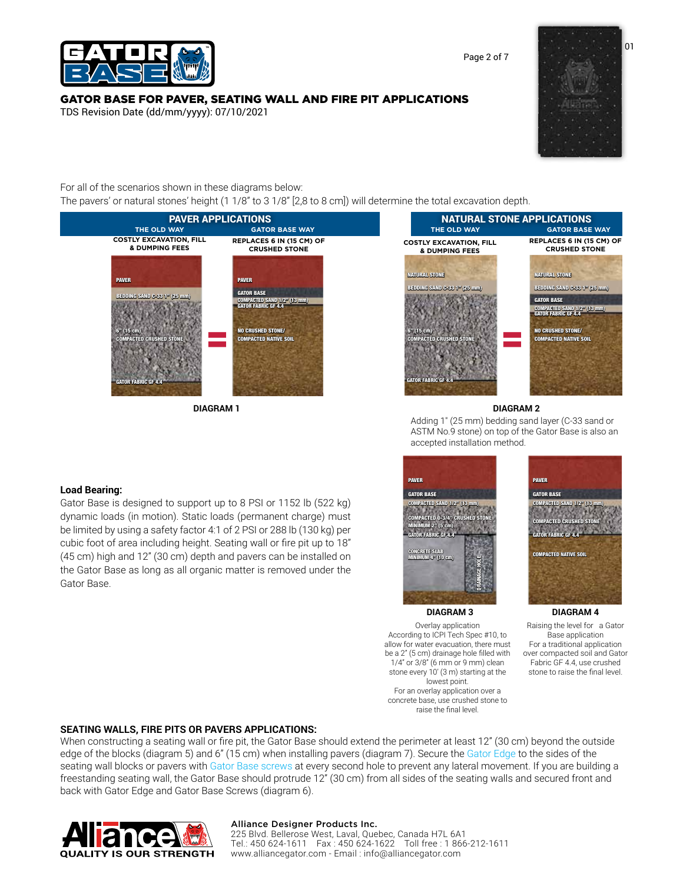# GATOR BASE FOR PAVER, SEATING WALL AND FIRE PIT APPLICATIONS

TDS Revision Date (dd/mm/yyyy): 07/10/2021

For all of the scenarios shown in these diagrams below:
The pavers' or natural stones' height (1 1/8" to 3 1/8" [2,8 to 8 cm]) will determine the total excavation depth.

## PAVER APPLICATIONS

| THE OLD WAY | GATOR BASE WAY |
|---|---|
| COSTLY EXCAVATION, FILL & DUMPING FEES | REPLACES 6 IN (15 CM) OF CRUSHED STONE |
| PAVER | PAVER |
| BEDDING SAND C-33 1" (25 mm) | GATOR BASE |
| 6" (15 cm) COMPACTED CRUSHED STONE | COMPACTED SAND 1/2" (13 mm) |
| GATOR FABRIC GF 4.4 | GATOR FABRIC GF 4.4 |
| | NO CRUSHED STONE/ COMPACTED NATIVE SOIL |

**DIAGRAM 1**

## NATURAL STONE APPLICATIONS

| THE OLD WAY | GATOR BASE WAY |
|---|---|
| COSTLY EXCAVATION, FILL & DUMPING FEES | REPLACES 6 IN (15 CM) OF CRUSHED STONE |
| NATURAL STONE | NATURAL STONE |
| BEDDING SAND C-33 1" (25 mm) | BEDDING SAND C-33 1" (25 mm) |
| 6" (15 cm) COMPACTED CRUSHED STONE | GATOR BASE |
| GATOR FABRIC GF 4.4 | COMPACTED SAND 1/2" (13 mm) |
| | GATOR FABRIC GF 4.4 |
| | NO CRUSHED STONE/ COMPACTED NATIVE SOIL |

**DIAGRAM 2**

Adding 1" (25 mm) bedding sand layer (C-33 sand or ASTM No.9 stone) on top of the Gator Base is also an accepted installation method.

| DIAGRAM 3 | DIAGRAM 4 |
|---|---|
| PAVER | PAVER |
| GATOR BASE | GATOR BASE |
| COMPACTED SAND 1/2" (13 mm) | COMPACTED SAND 1/2" (13 mm) |
| COMPACTED 0-3/4" CRUSHED STONE MINIMUM 2" (5 cm) | COMPACTED CRUSHED STONE |
| GATOR FABRIC GF 4.4 | GATOR FABRIC GF 4.4 |
| CONCRETE SLAB MINIMUM 4" (10 cm) / DRAINAGE HOLE | COMPACTED NATIVE SOIL |

**DIAGRAM 3**

Overlay application
According to ICPI Tech Spec #10, to allow for water evacuation, there must be a 2" (5 cm) drainage hole filled with 1/4" or 3/8" (6 mm or 9 mm) clean stone every 10' (3 m) starting at the lowest point.
For an overlay application over a concrete base, use crushed stone to raise the final level.

**DIAGRAM 4**

Raising the level for a Gator Base application
For a traditional application over compacted soil and Gator Fabric GF 4.4, use crushed stone to raise the final level.

**Load Bearing:**
Gator Base is designed to support up to 8 PSI or 1152 lb (522 kg) dynamic loads (in motion). Static loads (permanent charge) must be limited by using a safety factor 4:1 of 2 PSI or 288 lb (130 kg) per cubic foot of area including height. Seating wall or fire pit up to 18" (45 cm) high and 12" (30 cm) depth and pavers can be installed on the Gator Base as long as all organic matter is removed under the Gator Base.

## SEATING WALLS, FIRE PITS OR PAVERS APPLICATIONS:

When constructing a seating wall or fire pit, the Gator Base should extend the perimeter at least 12" (30 cm) beyond the outside edge of the blocks (diagram 5) and 6" (15 cm) when installing pavers (diagram 7). Secure the Gator Edge to the sides of the seating wall blocks or pavers with Gator Base screws at every second hole to prevent any lateral movement. If you are building a freestanding seating wall, the Gator Base should protrude 12" (30 cm) from all sides of the seating walls and secured front and back with Gator Edge and Gator Base Screws (diagram 6).

**Alliance Designer Products Inc.**
225 Blvd. Bellerose West, Laval, Quebec, Canada H7L 6A1
Tel.: 450 624-1611 Fax : 450 624-1622 Toll free : 1 866-212-1611
www.alliancegator.com - Email : info@alliancegator.com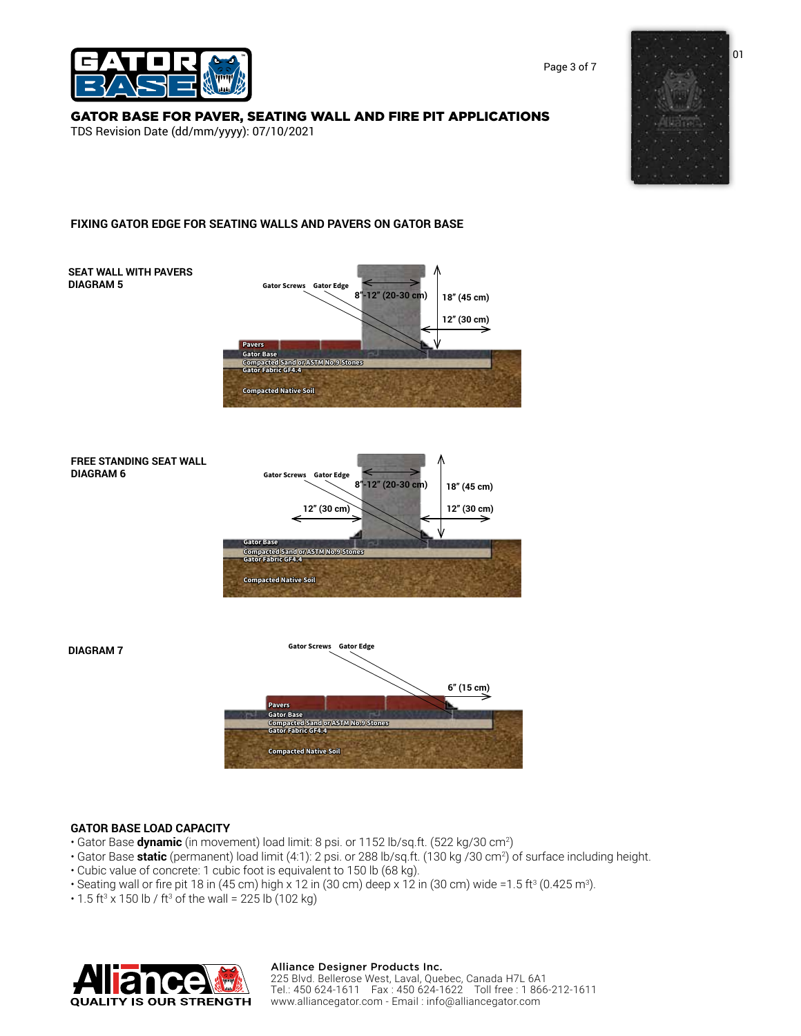## GATOR BASE FOR PAVER, SEATING WALL AND FIRE PIT APPLICATIONS

TDS Revision Date (dd/mm/yyyy): 07/10/2021

### FIXING GATOR EDGE FOR SEATING WALLS AND PAVERS ON GATOR BASE

**SEAT WALL WITH PAVERS**
**DIAGRAM 5**

Gator Screws Gator Edge
8"-12" (20-30 cm)
18" (45 cm)
12" (30 cm)
Pavers
Gator Base
Compacted Sand or ASTM No.9 Stones
Gator Fabric GF4.4
Compacted Native Soil

**FREE STANDING SEAT WALL**
**DIAGRAM 6**

Gator Screws Gator Edge
8"-12" (20-30 cm)
18" (45 cm)
12" (30 cm)
12" (30 cm)
Gator Base
Compacted Sand or ASTM No.9 Stones
Gator Fabric GF4.4
Compacted Native Soil

**DIAGRAM 7**

Gator Screws Gator Edge
6" (15 cm)
Pavers
Gator Base
Compacted Sand or ASTM No.9 Stones
Gator Fabric GF4.4
Compacted Native Soil

### GATOR BASE LOAD CAPACITY

- Gator Base **dynamic** (in movement) load limit: 8 psi. or 1152 lb/sq.ft. (522 kg/30 $cm^2$)
- Gator Base **static** (permanent) load limit (4:1): 2 psi. or 288 lb/sq.ft. (130 kg /30 $cm^2$) of surface including height.
- Cubic value of concrete: 1 cubic foot is equivalent to 150 lb (68 kg).
- Seating wall or fire pit 18 in (45 cm) high x 12 in (30 cm) deep x 12 in (30 cm) wide =1.5 $ft^3$ (0.425 $m^3$).
- 1.5 $ft^3$ x 150 lb / $ft^3$ of the wall = 225 lb (102 kg)

Alliance Designer Products Inc.
225 Blvd. Bellerose West, Laval, Quebec, Canada H7L 6A1
Tel.: 450 624-1611 Fax : 450 624-1622 Toll free : 1 866-212-1611
www.alliancegator.com - Email : info@alliancegator.com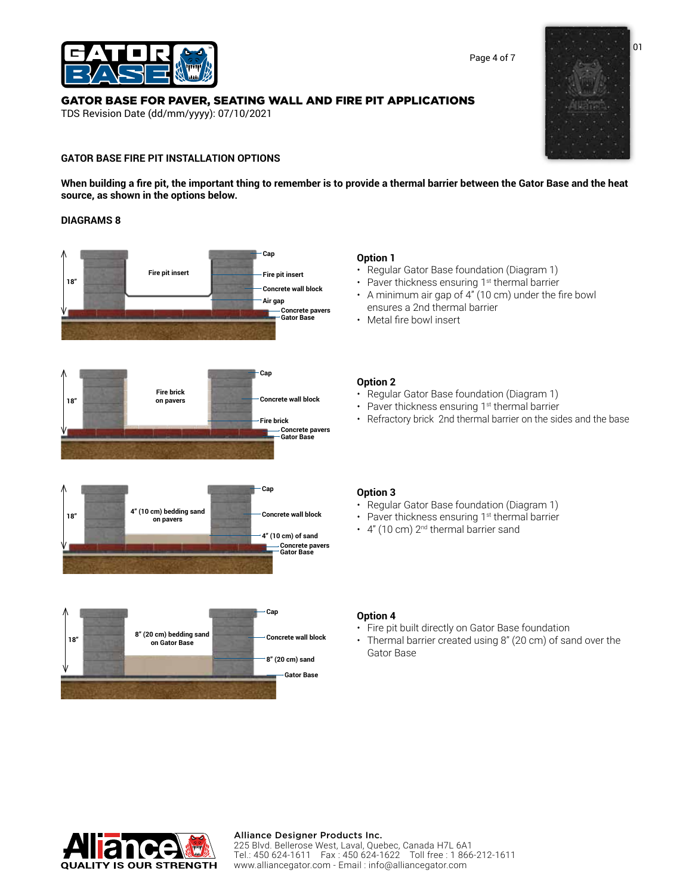## GATOR BASE FOR PAVER, SEATING WALL AND FIRE PIT APPLICATIONS

TDS Revision Date (dd/mm/yyyy): 07/10/2021

### GATOR BASE FIRE PIT INSTALLATION OPTIONS

**When building a fire pit, the important thing to remember is to provide a thermal barrier between the Gator Base and the heat source, as shown in the options below.**

**DIAGRAMS 8**

18" — Fire pit insert — Cap — Fire pit insert — Concrete wall block — Air gap — Concrete pavers — Gator Base

#### Option 1

- Regular Gator Base foundation (Diagram 1)
- Paver thickness ensuring 1st thermal barrier
- A minimum air gap of 4" (10 cm) under the fire bowl ensures a 2nd thermal barrier
- Metal fire bowl insert

18" — Fire brick on pavers — Cap — Concrete wall block — Fire brick — Concrete pavers — Gator Base

#### Option 2

- Regular Gator Base foundation (Diagram 1)
- Paver thickness ensuring 1st thermal barrier
- Refractory brick 2nd thermal barrier on the sides and the base

18" — 4" (10 cm) bedding sand on pavers — Cap — Concrete wall block — 4" (10 cm) of sand — Concrete pavers — Gator Base

#### Option 3

- Regular Gator Base foundation (Diagram 1)
- Paver thickness ensuring 1st thermal barrier
- 4" (10 cm) 2nd thermal barrier sand

18" — 8" (20 cm) bedding sand on Gator Base — Cap — Concrete wall block — 8" (20 cm) sand — Gator Base

#### Option 4

- Fire pit built directly on Gator Base foundation
- Thermal barrier created using 8" (20 cm) of sand over the Gator Base

**Alliance Designer Products Inc.**
225 Blvd. Bellerose West, Laval, Quebec, Canada H7L 6A1
Tel.: 450 624-1611 Fax : 450 624-1622 Toll free : 1 866-212-1611
www.alliancegator.com - Email : info@alliancegator.com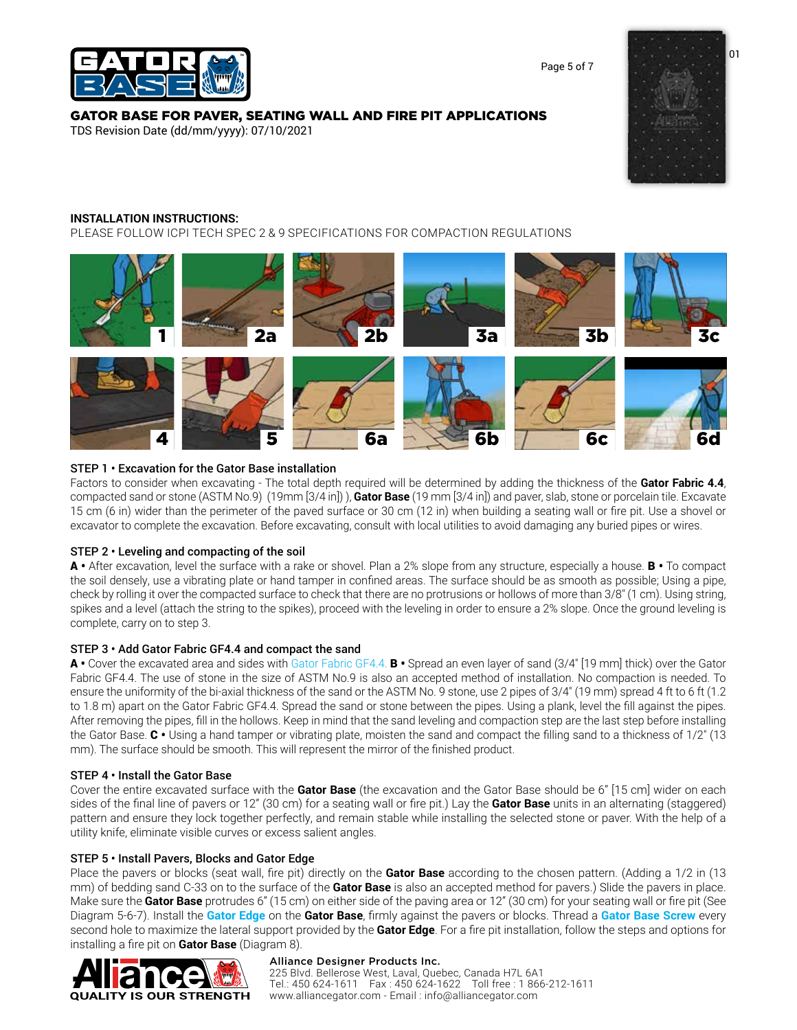## GATOR BASE FOR PAVER, SEATING WALL AND FIRE PIT APPLICATIONS

TDS Revision Date (dd/mm/yyyy): 07/10/2021

**INSTALLATION INSTRUCTIONS:**

PLEASE FOLLOW ICPI TECH SPEC 2 & 9 SPECIFICATIONS FOR COMPACTION REGULATIONS

1 | 2a | 2b | 3a | 3b | 3c

4 | 5 | 6a | 6b | 6c | 6d

### STEP 1 • Excavation for the Gator Base installation

Factors to consider when excavating - The total depth required will be determined by adding the thickness of the **Gator Fabric 4.4**, compacted sand or stone (ASTM No.9) (19mm [3/4 in]) ), **Gator Base** (19 mm [3/4 in]) and paver, slab, stone or porcelain tile. Excavate 15 cm (6 in) wider than the perimeter of the paved surface or 30 cm (12 in) when building a seating wall or fire pit. Use a shovel or excavator to complete the excavation. Before excavating, consult with local utilities to avoid damaging any buried pipes or wires.

### STEP 2 • Leveling and compacting of the soil

**A** • After excavation, level the surface with a rake or shovel. Plan a 2% slope from any structure, especially a house. **B** • To compact the soil densely, use a vibrating plate or hand tamper in confined areas. The surface should be as smooth as possible; Using a pipe, check by rolling it over the compacted surface to check that there are no protrusions or hollows of more than 3/8" (1 cm). Using string, spikes and a level (attach the string to the spikes), proceed with the leveling in order to ensure a 2% slope. Once the ground leveling is complete, carry on to step 3.

### STEP 3 • Add Gator Fabric GF4.4 and compact the sand

**A** • Cover the excavated area and sides with Gator Fabric GF4.4. **B** • Spread an even layer of sand (3/4" [19 mm] thick) over the Gator Fabric GF4.4. The use of stone in the size of ASTM No.9 is also an accepted method of installation. No compaction is needed. To ensure the uniformity of the bi-axial thickness of the sand or the ASTM No. 9 stone, use 2 pipes of 3/4" (19 mm) spread 4 ft to 6 ft (1.2 to 1.8 m) apart on the Gator Fabric GF4.4. Spread the sand or stone between the pipes. Using a plank, level the fill against the pipes. After removing the pipes, fill in the hollows. Keep in mind that the sand leveling and compaction step are the last step before installing the Gator Base. **C** • Using a hand tamper or vibrating plate, moisten the sand and compact the filling sand to a thickness of 1/2" (13 mm). The surface should be smooth. This will represent the mirror of the finished product.

### STEP 4 • Install the Gator Base

Cover the entire excavated surface with the **Gator Base** (the excavation and the Gator Base should be 6" [15 cm] wider on each sides of the final line of pavers or 12" (30 cm) for a seating wall or fire pit.) Lay the **Gator Base** units in an alternating (staggered) pattern and ensure they lock together perfectly, and remain stable while installing the selected stone or paver. With the help of a utility knife, eliminate visible curves or excess salient angles.

### STEP 5 • Install Pavers, Blocks and Gator Edge

Place the pavers or blocks (seat wall, fire pit) directly on the **Gator Base** according to the chosen pattern. (Adding a 1/2 in (13 mm) of bedding sand C-33 on to the surface of the **Gator Base** is also an accepted method for pavers.) Slide the pavers in place. Make sure the **Gator Base** protrudes 6" (15 cm) on either side of the paving area or 12" (30 cm) for your seating wall or fire pit (See Diagram 5-6-7). Install the **Gator Edge** on the **Gator Base**, firmly against the pavers or blocks. Thread a **Gator Base Screw** every second hole to maximize the lateral support provided by the **Gator Edge**. For a fire pit installation, follow the steps and options for installing a fire pit on **Gator Base** (Diagram 8).

**Alliance Designer Products Inc.**
225 Blvd. Bellerose West, Laval, Quebec, Canada H7L 6A1
Tel.: 450 624-1611 Fax : 450 624-1622 Toll free : 1 866-212-1611
www.alliancegator.com - Email : info@alliancegator.com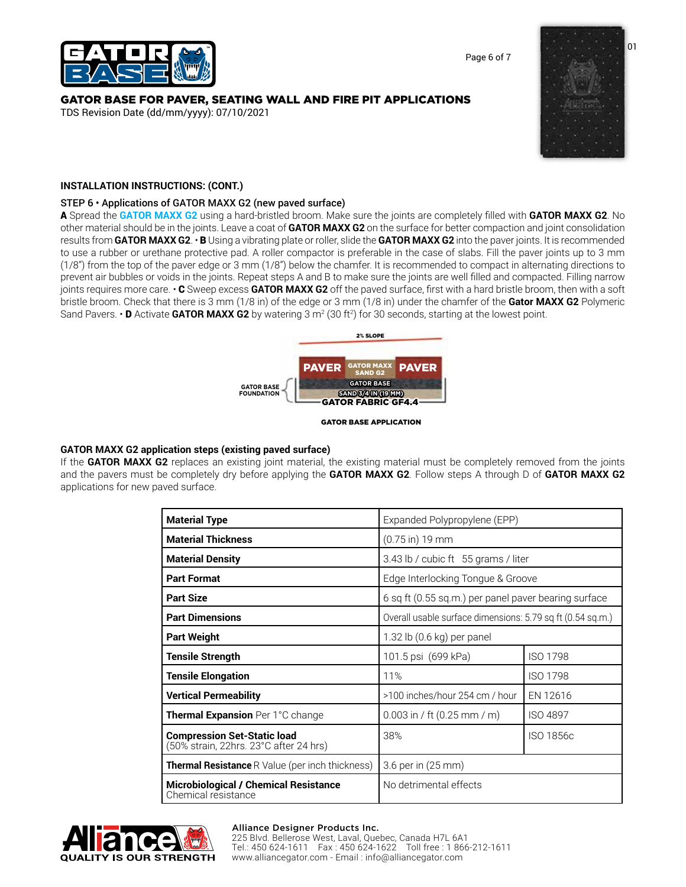## GATOR BASE FOR PAVER, SEATING WALL AND FIRE PIT APPLICATIONS

TDS Revision Date (dd/mm/yyyy): 07/10/2021

### INSTALLATION INSTRUCTIONS: (CONT.)

**STEP 6 • Applications of GATOR MAXX G2 (new paved surface)**

**A** Spread the **GATOR MAXX G2** using a hard-bristled broom. Make sure the joints are completely filled with **GATOR MAXX G2**. No other material should be in the joints. Leave a coat of **GATOR MAXX G2** on the surface for better compaction and joint consolidation results from **GATOR MAXX G2**. • **B** Using a vibrating plate or roller, slide the **GATOR MAXX G2** into the paver joints. It is recommended to use a rubber or urethane protective pad. A roller compactor is preferable in the case of slabs. Fill the paver joints up to 3 mm (1/8") from the top of the paver edge or 3 mm (1/8") below the chamfer. It is recommended to compact in alternating directions to prevent air bubbles or voids in the joints. Repeat steps A and B to make sure the joints are well filled and compacted. Filling narrow joints requires more care. • **C** Sweep excess **GATOR MAXX G2** off the paved surface, first with a hard bristle broom, then with a soft bristle broom. Check that there is 3 mm (1/8 in) of the edge or 3 mm (1/8 in) under the chamfer of the **Gator MAXX G2** Polymeric Sand Pavers. • **D** Activate **GATOR MAXX G2** by watering 3 m² (30 ft²) for 30 seconds, starting at the lowest point.

2% SLOPE

PAVER | GATOR MAXX SAND G2 | PAVER

GATOR BASE FOUNDATION: GATOR BASE / SAND 3/4 IN (19 MM) / GATOR FABRIC GF4.4

GATOR BASE APPLICATION

**GATOR MAXX G2 application steps (existing paved surface)**

If the **GATOR MAXX G2** replaces an existing joint material, the existing material must be completely removed from the joints and the pavers must be completely dry before applying the **GATOR MAXX G2**. Follow steps A through D of **GATOR MAXX G2** applications for new paved surface.

| Property | Value | Standard |
|---|---|---|
| **Material Type** | Expanded Polypropylene (EPP) | |
| **Material Thickness** | (0.75 in) 19 mm | |
| **Material Density** | 3.43 lb / cubic ft 55 grams / liter | |
| **Part Format** | Edge Interlocking Tongue & Groove | |
| **Part Size** | 6 sq ft (0.55 sq.m.) per panel paver bearing surface | |
| **Part Dimensions** | Overall usable surface dimensions: 5.79 sq ft (0.54 sq.m.) | |
| **Part Weight** | 1.32 lb (0.6 kg) per panel | |
| **Tensile Strength** | 101.5 psi (699 kPa) | ISO 1798 |
| **Tensile Elongation** | 11% | ISO 1798 |
| **Vertical Permeability** | >100 inches/hour 254 cm / hour | EN 12616 |
| **Thermal Expansion** Per 1°C change | 0.003 in / ft (0.25 mm / m) | ISO 4897 |
| **Compression Set-Static load** (50% strain, 22hrs. 23°C after 24 hrs) | 38% | ISO 1856c |
| **Thermal Resistance** R Value (per inch thickness) | 3.6 per in (25 mm) | |
| **Microbiological / Chemical Resistance** Chemical resistance | No detrimental effects | |

QUALITY IS OUR STRENGTH

**Alliance Designer Products Inc.**
225 Blvd. Bellerose West, Laval, Quebec, Canada H7L 6A1
Tel.: 450 624-1611 Fax : 450 624-1622 Toll free : 1 866-212-1611
www.alliancegator.com - Email : info@alliancegator.com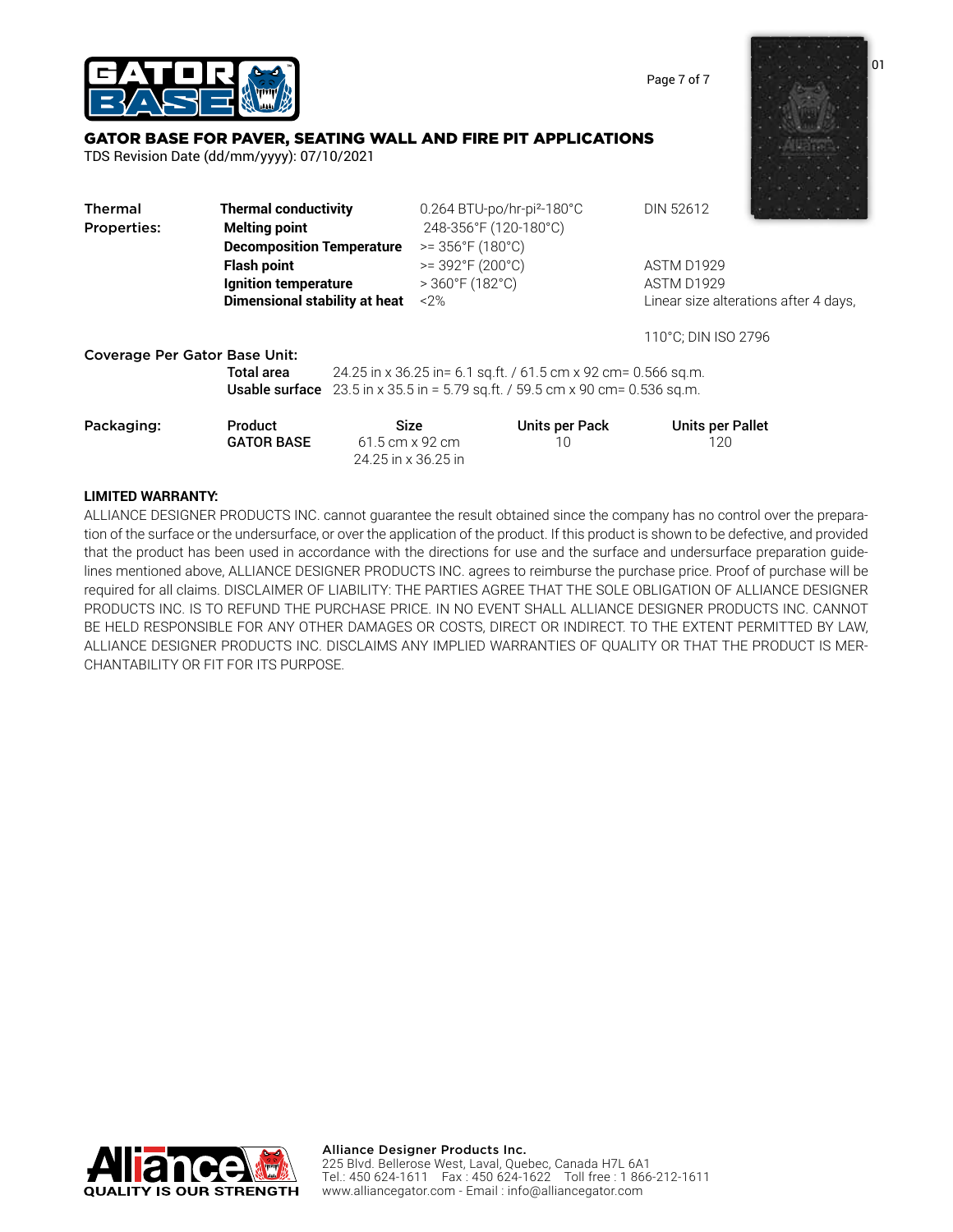## GATOR BASE FOR PAVER, SEATING WALL AND FIRE PIT APPLICATIONS

TDS Revision Date (dd/mm/yyyy): 07/10/2021

| | | | |
|---|---|---|---|
| **Thermal Properties:** | **Thermal conductivity** | 0.264 BTU-po/hr-pi²-180°C | DIN 52612 |
| | **Melting point** | 248-356°F (120-180°C) | |
| | **Decomposition Temperature** | >= 356°F (180°C) | |
| | **Flash point** | >= 392°F (200°C) | ASTM D1929 |
| | **Ignition temperature** | > 360°F (182°C) | ASTM D1929 |
| | **Dimensional stability at heat** | <2% | Linear size alterations after 4 days, 110°C; DIN ISO 2796 |

**Coverage Per Gator Base Unit:**

| | |
|---|---|
| **Total area** | 24.25 in x 36.25 in= 6.1 sq.ft. / 61.5 cm x 92 cm= 0.566 sq.m. |
| **Usable surface** | 23.5 in x 35.5 in = 5.79 sq.ft. / 59.5 cm x 90 cm= 0.536 sq.m. |

**Packaging:**

| Product | Size | Units per Pack | Units per Pallet |
|---|---|---|---|
| GATOR BASE | 61.5 cm x 92 cm<br>24.25 in x 36.25 in | 10 | 120 |

**LIMITED WARRANTY:**

ALLIANCE DESIGNER PRODUCTS INC. cannot guarantee the result obtained since the company has no control over the preparation of the surface or the undersurface, or over the application of the product. If this product is shown to be defective, and provided that the product has been used in accordance with the directions for use and the surface and undersurface preparation guidelines mentioned above, ALLIANCE DESIGNER PRODUCTS INC. agrees to reimburse the purchase price. Proof of purchase will be required for all claims. DISCLAIMER OF LIABILITY: THE PARTIES AGREE THAT THE SOLE OBLIGATION OF ALLIANCE DESIGNER PRODUCTS INC. IS TO REFUND THE PURCHASE PRICE. IN NO EVENT SHALL ALLIANCE DESIGNER PRODUCTS INC. CANNOT BE HELD RESPONSIBLE FOR ANY OTHER DAMAGES OR COSTS, DIRECT OR INDIRECT. TO THE EXTENT PERMITTED BY LAW, ALLIANCE DESIGNER PRODUCTS INC. DISCLAIMS ANY IMPLIED WARRANTIES OF QUALITY OR THAT THE PRODUCT IS MERCHANTABILITY OR FIT FOR ITS PURPOSE.

QUALITY IS OUR STRENGTH

**Alliance Designer Products Inc.**
225 Blvd. Bellerose West, Laval, Quebec, Canada H7L 6A1
Tel.: 450 624-1611 Fax : 450 624-1622 Toll free : 1 866-212-1611
www.alliancegator.com - Email : info@alliancegator.com